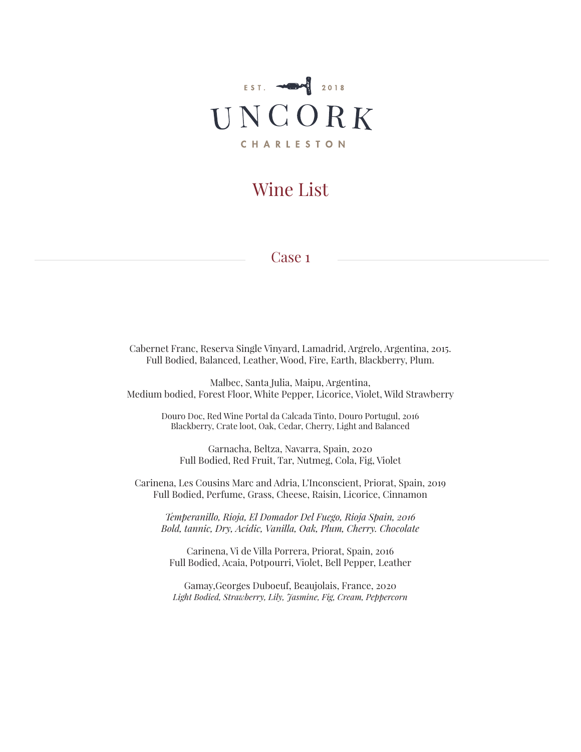EST. 2018

# UNCORK

CHARLESTON

## Wine List

### Case 1

Cabernet Franc, Reserva Single Vinyard, Lamadrid, Argrelo, Argentina, 2015.
Full Bodied, Balanced, Leather, Wood, Fire, Earth, Blackberry, Plum.

Malbec, Santa Julia, Maipu, Argentina,
Medium bodied, Forest Floor, White Pepper, Licorice, Violet, Wild Strawberry

Douro Doc, Red Wine Portal da Calcada Tinto, Douro Portugul, 2016
Blackberry, Crate loot, Oak, Cedar, Cherry, Light and Balanced

Garnacha, Beltza, Navarra, Spain, 2020
Full Bodied, Red Fruit, Tar, Nutmeg, Cola, Fig, Violet

Carinena, Les Cousins Marc and Adria, L'Inconscient, Priorat, Spain, 2019
Full Bodied, Perfume, Grass, Cheese, Raisin, Licorice, Cinnamon

*Temperanillo, Rioja, El Domador Del Fuego, Rioja Spain, 2016*
*Bold, tannic, Dry, Acidic, Vanilla, Oak, Plum, Cherry. Chocolate*

Carinena, Vi de Villa Porrera, Priorat, Spain, 2016
Full Bodied, Acaia, Potpourri, Violet, Bell Pepper, Leather

Gamay,Georges Duboeuf, Beaujolais, France, 2020
*Light Bodied, Strawberry, Lily, Jasmine, Fig, Cream, Peppercorn*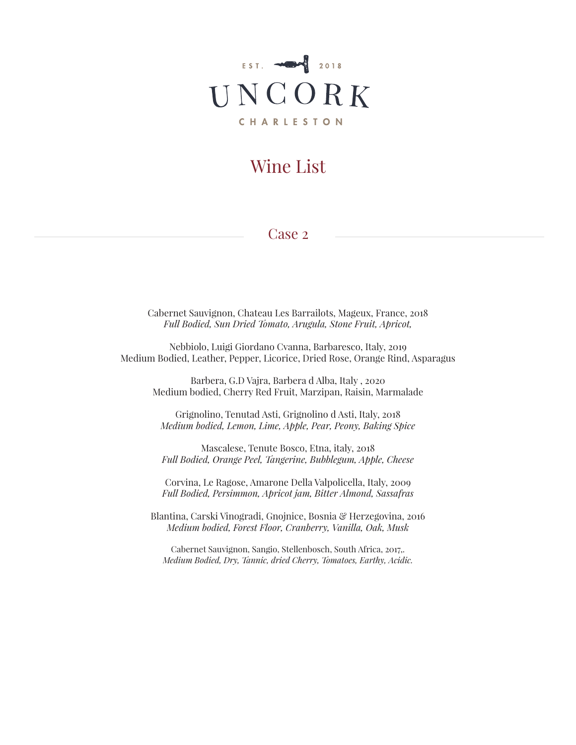EST. 2018

# UNCORK

CHARLESTON

## Wine List

### Case 2

Cabernet Sauvignon, Chateau Les Barrailots, Mageux, France, 2018
*Full Bodied, Sun Dried Tomato, Arugula, Stone Fruit, Apricot,*

Nebbiolo, Luigi Giordano Cvanna, Barbaresco, Italy, 2019
Medium Bodied, Leather, Pepper, Licorice, Dried Rose, Orange Rind, Asparagus

Barbera, G.D Vajra, Barbera d Alba, Italy , 2020
Medium bodied, Cherry Red Fruit, Marzipan, Raisin, Marmalade

Grignolino, Tenutad Asti, Grignolino d Asti, Italy, 2018
*Medium bodied, Lemon, Lime, Apple, Pear, Peony, Baking Spice*

Mascalese, Tenute Bosco, Etna, italy, 2018
*Full Bodied, Orange Peel, Tangerine, Bubblegum, Apple, Cheese*

Corvina, Le Ragose, Amarone Della Valpolicella, Italy, 2009
*Full Bodied, Persimmon, Apricot jam, Bitter Almond, Sassafras*

Blantina, Carski Vinogradi, Gnojnice, Bosnia & Herzegovina, 2016
*Medium bodied, Forest Floor, Cranberry, Vanilla, Oak, Musk*

Cabernet Sauvignon, Sangio, Stellenbosch, South Africa, 2017,.
*Medium Bodied, Dry, Tannic, dried Cherry, Tomatoes, Earthy, Acidic.*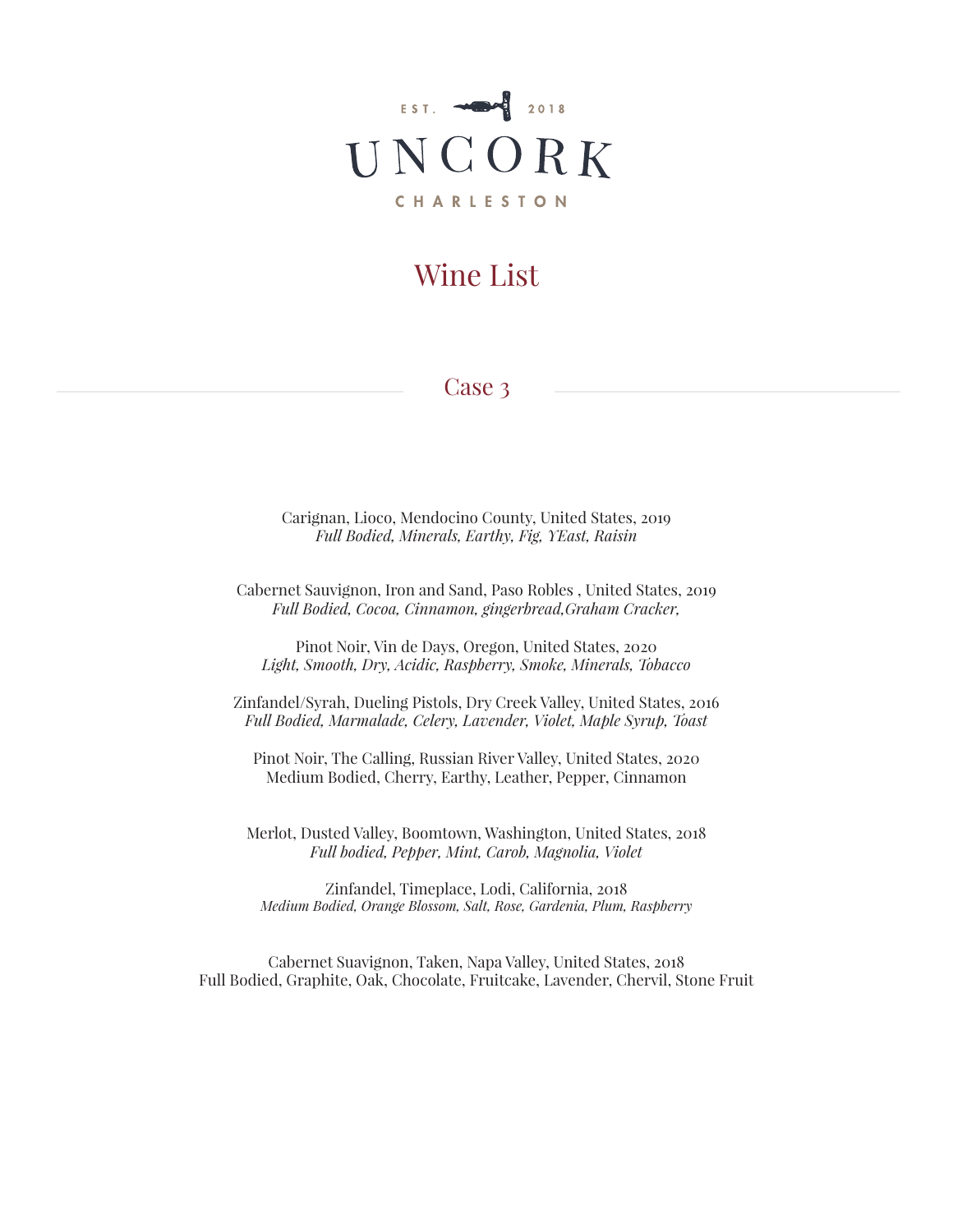EST. 2018

UNCORK

CHARLESTON

# Wine List

## Case 3

Carignan, Lioco, Mendocino County, United States, 2019  
*Full Bodied, Minerals, Earthy, Fig, YEast, Raisin*

Cabernet Sauvignon, Iron and Sand, Paso Robles , United States, 2019  
*Full Bodied, Cocoa, Cinnamon, gingerbread,Graham Cracker,*

Pinot Noir, Vin de Days, Oregon, United States, 2020  
*Light, Smooth, Dry, Acidic, Raspberry, Smoke, Minerals, Tobacco*

Zinfandel/Syrah, Dueling Pistols, Dry Creek Valley, United States, 2016  
*Full Bodied, Marmalade, Celery, Lavender, Violet, Maple Syrup, Toast*

Pinot Noir, The Calling, Russian River Valley, United States, 2020  
Medium Bodied, Cherry, Earthy, Leather, Pepper, Cinnamon

Merlot, Dusted Valley, Boomtown, Washington, United States, 2018  
*Full bodied, Pepper, Mint, Carob, Magnolia, Violet*

Zinfandel, Timeplace, Lodi, California, 2018  
*Medium Bodied, Orange Blossom, Salt, Rose, Gardenia, Plum, Raspberry*

Cabernet Suavignon, Taken, Napa Valley, United States, 2018  
Full Bodied, Graphite, Oak, Chocolate, Fruitcake, Lavender, Chervil, Stone Fruit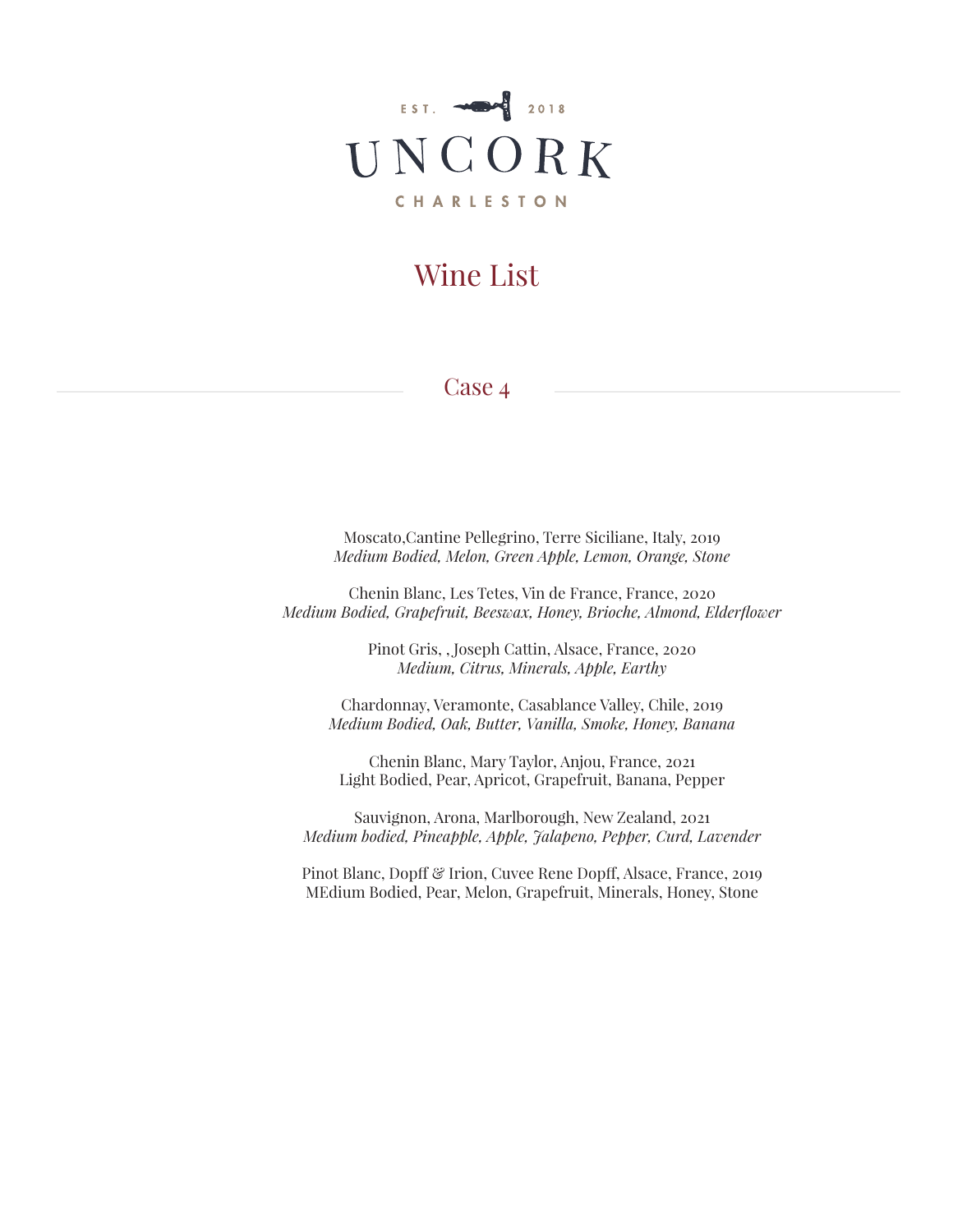EST. 2018

UNCORK

CHARLESTON

# Wine List

## Case 4

Moscato,Cantine Pellegrino, Terre Siciliane, Italy, 2019
*Medium Bodied, Melon, Green Apple, Lemon, Orange, Stone*

Chenin Blanc, Les Tetes, Vin de France, France, 2020
*Medium Bodied, Grapefruit, Beeswax, Honey, Brioche, Almond, Elderflower*

Pinot Gris, , Joseph Cattin, Alsace, France, 2020
*Medium, Citrus, Minerals, Apple, Earthy*

Chardonnay, Veramonte, Casablance Valley, Chile, 2019
*Medium Bodied, Oak, Butter, Vanilla, Smoke, Honey, Banana*

Chenin Blanc, Mary Taylor, Anjou, France, 2021
Light Bodied, Pear, Apricot, Grapefruit, Banana, Pepper

Sauvignon, Arona, Marlborough, New Zealand, 2021
*Medium bodied, Pineapple, Apple, Jalapeno, Pepper, Curd, Lavender*

Pinot Blanc, Dopff & Irion, Cuvee Rene Dopff, Alsace, France, 2019
MEdium Bodied, Pear, Melon, Grapefruit, Minerals, Honey, Stone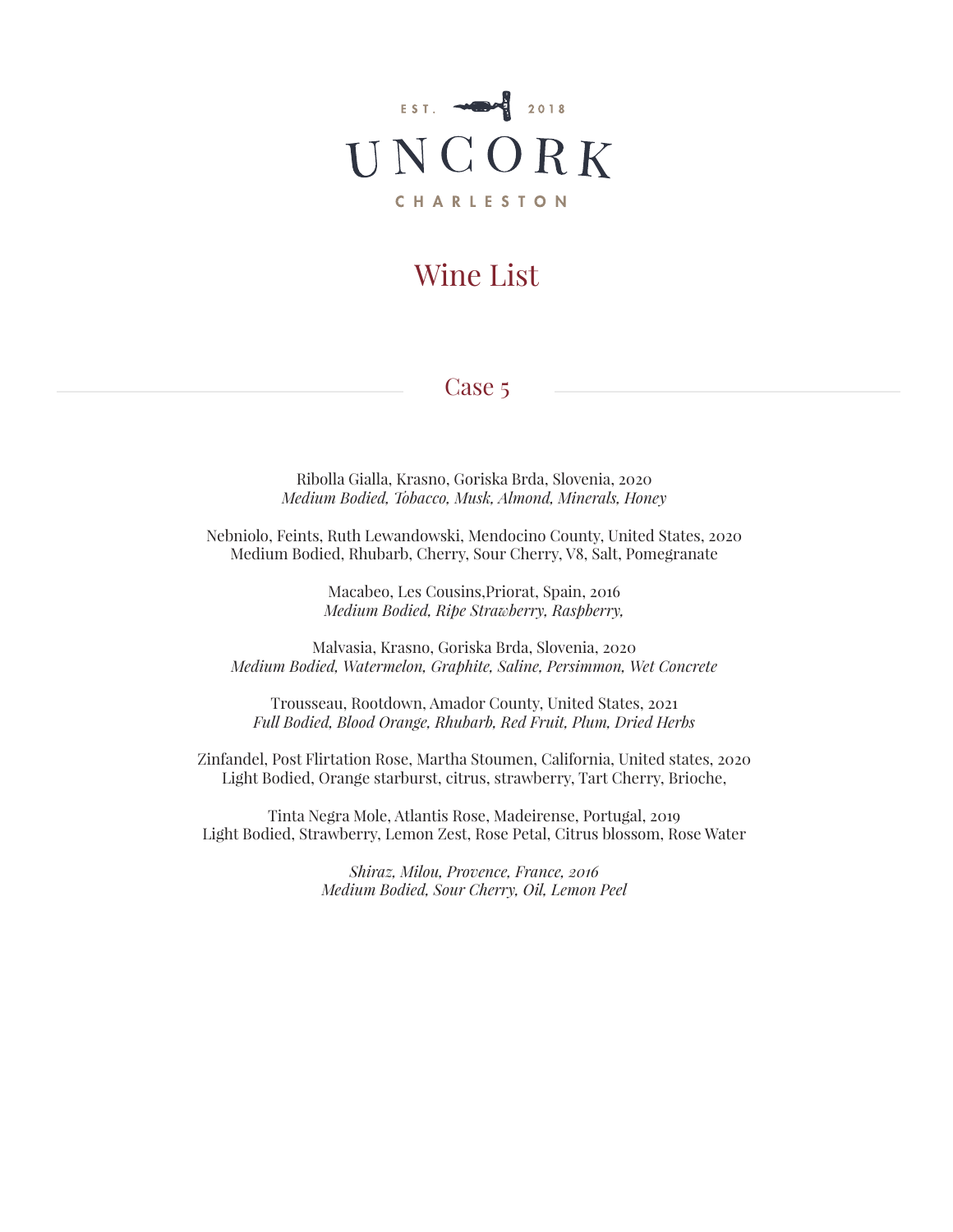EST. 2018

# UNCORK

CHARLESTON

## Wine List

### Case 5

Ribolla Gialla, Krasno, Goriska Brda, Slovenia, 2020
*Medium Bodied, Tobacco, Musk, Almond, Minerals, Honey*

Nebniolo, Feints, Ruth Lewandowski, Mendocino County, United States, 2020
Medium Bodied, Rhubarb, Cherry, Sour Cherry, V8, Salt, Pomegranate

Macabeo, Les Cousins,Priorat, Spain, 2016
*Medium Bodied, Ripe Strawberry, Raspberry,*

Malvasia, Krasno, Goriska Brda, Slovenia, 2020
*Medium Bodied, Watermelon, Graphite, Saline, Persimmon, Wet Concrete*

Trousseau, Rootdown, Amador County, United States, 2021
*Full Bodied, Blood Orange, Rhubarb, Red Fruit, Plum, Dried Herbs*

Zinfandel, Post Flirtation Rose, Martha Stoumen, California, United states, 2020
Light Bodied, Orange starburst, citrus, strawberry, Tart Cherry, Brioche,

Tinta Negra Mole, Atlantis Rose, Madeirense, Portugal, 2019
Light Bodied, Strawberry, Lemon Zest, Rose Petal, Citrus blossom, Rose Water

*Shiraz, Milou, Provence, France, 2016*
*Medium Bodied, Sour Cherry, Oil, Lemon Peel*